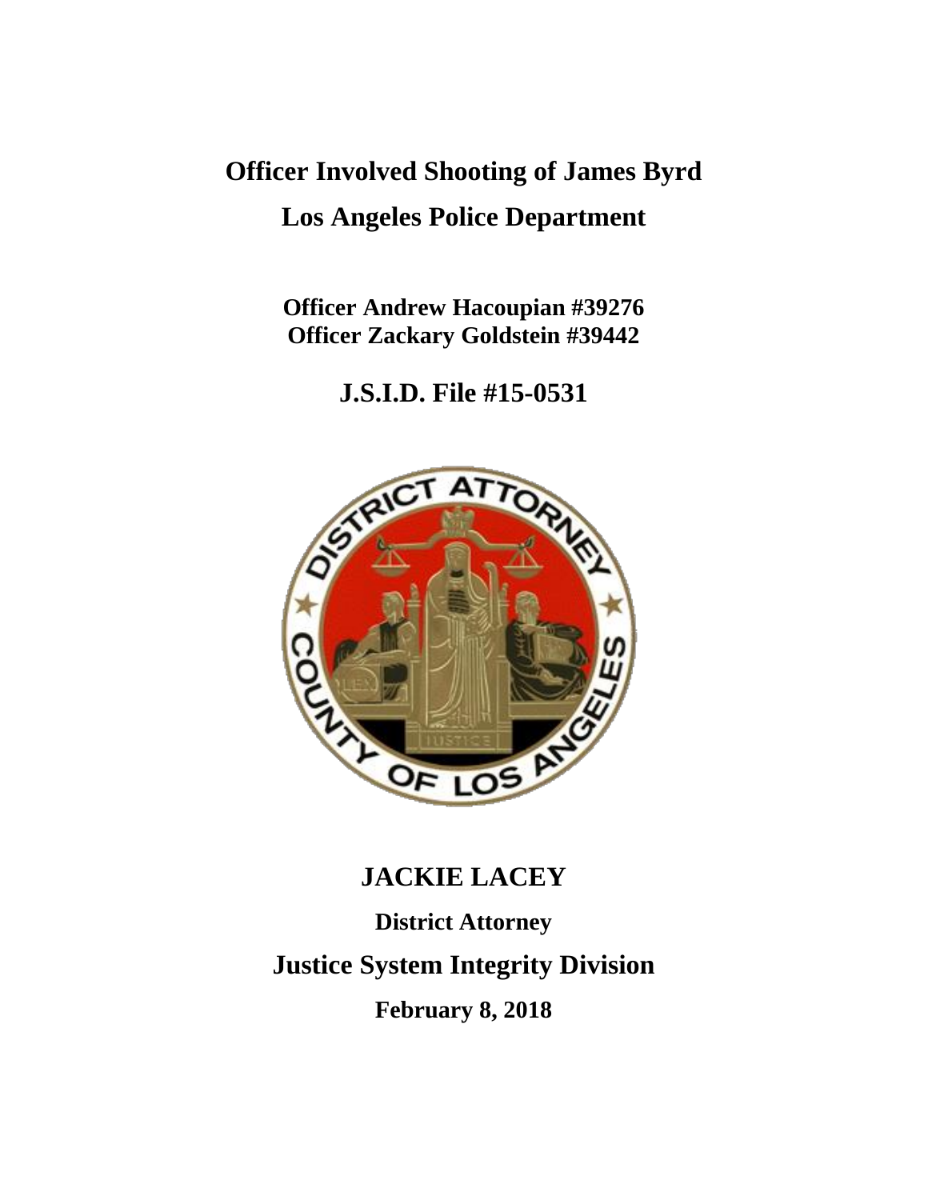# Officer Involved Shooting of James Byrd

## Los Angeles Police Department

**Officer Andrew Hacoupian #39276**
**Officer Zackary Goldstein #39442**

## J.S.I.D. File #15-0531

## JACKIE LACEY

**District Attorney**

## Justice System Integrity Division

**February 8, 2018**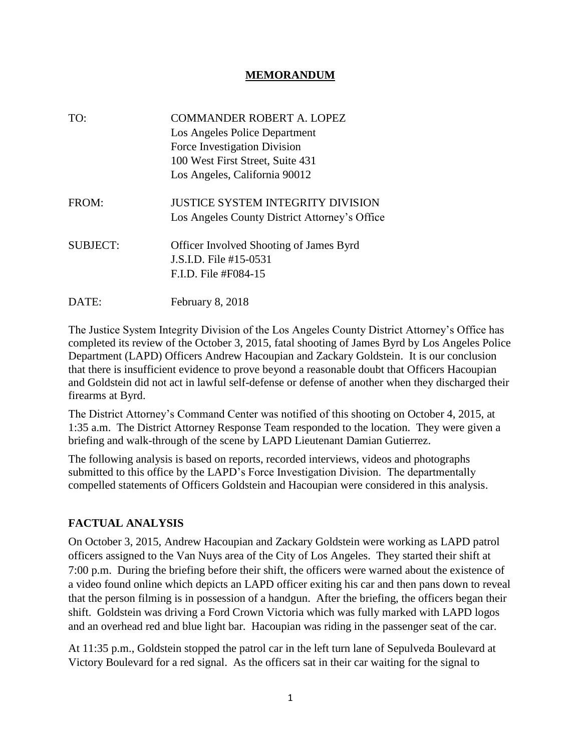# MEMORANDUM

TO: COMMANDER ROBERT A. LOPEZ
Los Angeles Police Department
Force Investigation Division
100 West First Street, Suite 431
Los Angeles, California 90012

FROM: JUSTICE SYSTEM INTEGRITY DIVISION
Los Angeles County District Attorney's Office

SUBJECT: Officer Involved Shooting of James Byrd
J.S.I.D. File #15-0531
F.I.D. File #F084-15

DATE: February 8, 2018

The Justice System Integrity Division of the Los Angeles County District Attorney's Office has completed its review of the October 3, 2015, fatal shooting of James Byrd by Los Angeles Police Department (LAPD) Officers Andrew Hacoupian and Zackary Goldstein. It is our conclusion that there is insufficient evidence to prove beyond a reasonable doubt that Officers Hacoupian and Goldstein did not act in lawful self-defense or defense of another when they discharged their firearms at Byrd.

The District Attorney's Command Center was notified of this shooting on October 4, 2015, at 1:35 a.m. The District Attorney Response Team responded to the location. They were given a briefing and walk-through of the scene by LAPD Lieutenant Damian Gutierrez.

The following analysis is based on reports, recorded interviews, videos and photographs submitted to this office by the LAPD's Force Investigation Division. The departmentally compelled statements of Officers Goldstein and Hacoupian were considered in this analysis.

## FACTUAL ANALYSIS

On October 3, 2015, Andrew Hacoupian and Zackary Goldstein were working as LAPD patrol officers assigned to the Van Nuys area of the City of Los Angeles. They started their shift at 7:00 p.m. During the briefing before their shift, the officers were warned about the existence of a video found online which depicts an LAPD officer exiting his car and then pans down to reveal that the person filming is in possession of a handgun. After the briefing, the officers began their shift. Goldstein was driving a Ford Crown Victoria which was fully marked with LAPD logos and an overhead red and blue light bar. Hacoupian was riding in the passenger seat of the car.

At 11:35 p.m., Goldstein stopped the patrol car in the left turn lane of Sepulveda Boulevard at Victory Boulevard for a red signal. As the officers sat in their car waiting for the signal to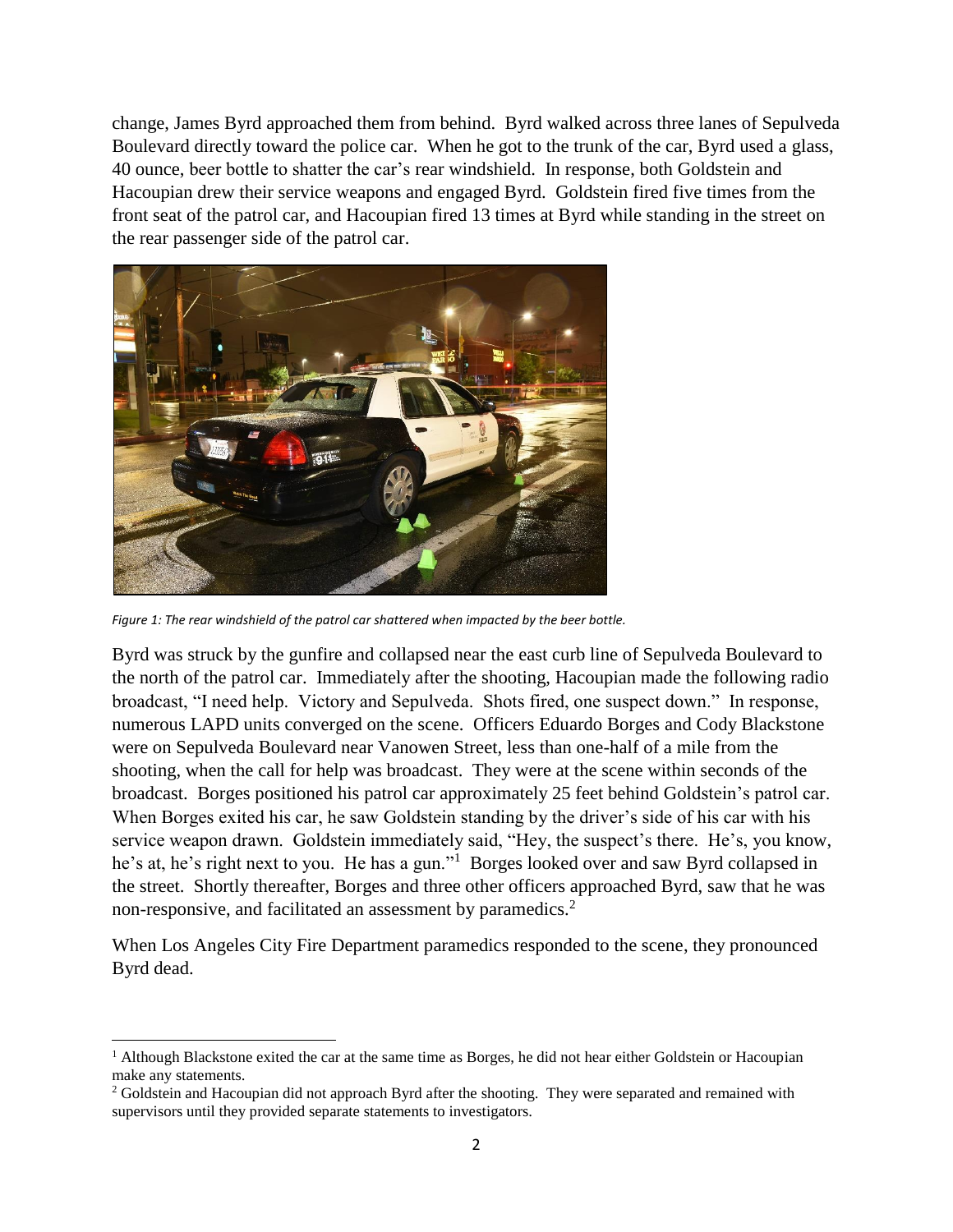change, James Byrd approached them from behind. Byrd walked across three lanes of Sepulveda Boulevard directly toward the police car. When he got to the trunk of the car, Byrd used a glass, 40 ounce, beer bottle to shatter the car's rear windshield. In response, both Goldstein and Hacoupian drew their service weapons and engaged Byrd. Goldstein fired five times from the front seat of the patrol car, and Hacoupian fired 13 times at Byrd while standing in the street on the rear passenger side of the patrol car.

*Figure 1: The rear windshield of the patrol car shattered when impacted by the beer bottle.*

Byrd was struck by the gunfire and collapsed near the east curb line of Sepulveda Boulevard to the north of the patrol car. Immediately after the shooting, Hacoupian made the following radio broadcast, "I need help. Victory and Sepulveda. Shots fired, one suspect down." In response, numerous LAPD units converged on the scene. Officers Eduardo Borges and Cody Blackstone were on Sepulveda Boulevard near Vanowen Street, less than one-half of a mile from the shooting, when the call for help was broadcast. They were at the scene within seconds of the broadcast. Borges positioned his patrol car approximately 25 feet behind Goldstein's patrol car. When Borges exited his car, he saw Goldstein standing by the driver's side of his car with his service weapon drawn. Goldstein immediately said, "Hey, the suspect's there. He's, you know, he's at, he's right next to you. He has a gun."[1] Borges looked over and saw Byrd collapsed in the street. Shortly thereafter, Borges and three other officers approached Byrd, saw that he was non-responsive, and facilitated an assessment by paramedics.[2]

When Los Angeles City Fire Department paramedics responded to the scene, they pronounced Byrd dead.

---

[1] Although Blackstone exited the car at the same time as Borges, he did not hear either Goldstein or Hacoupian make any statements.

[2] Goldstein and Hacoupian did not approach Byrd after the shooting. They were separated and remained with supervisors until they provided separate statements to investigators.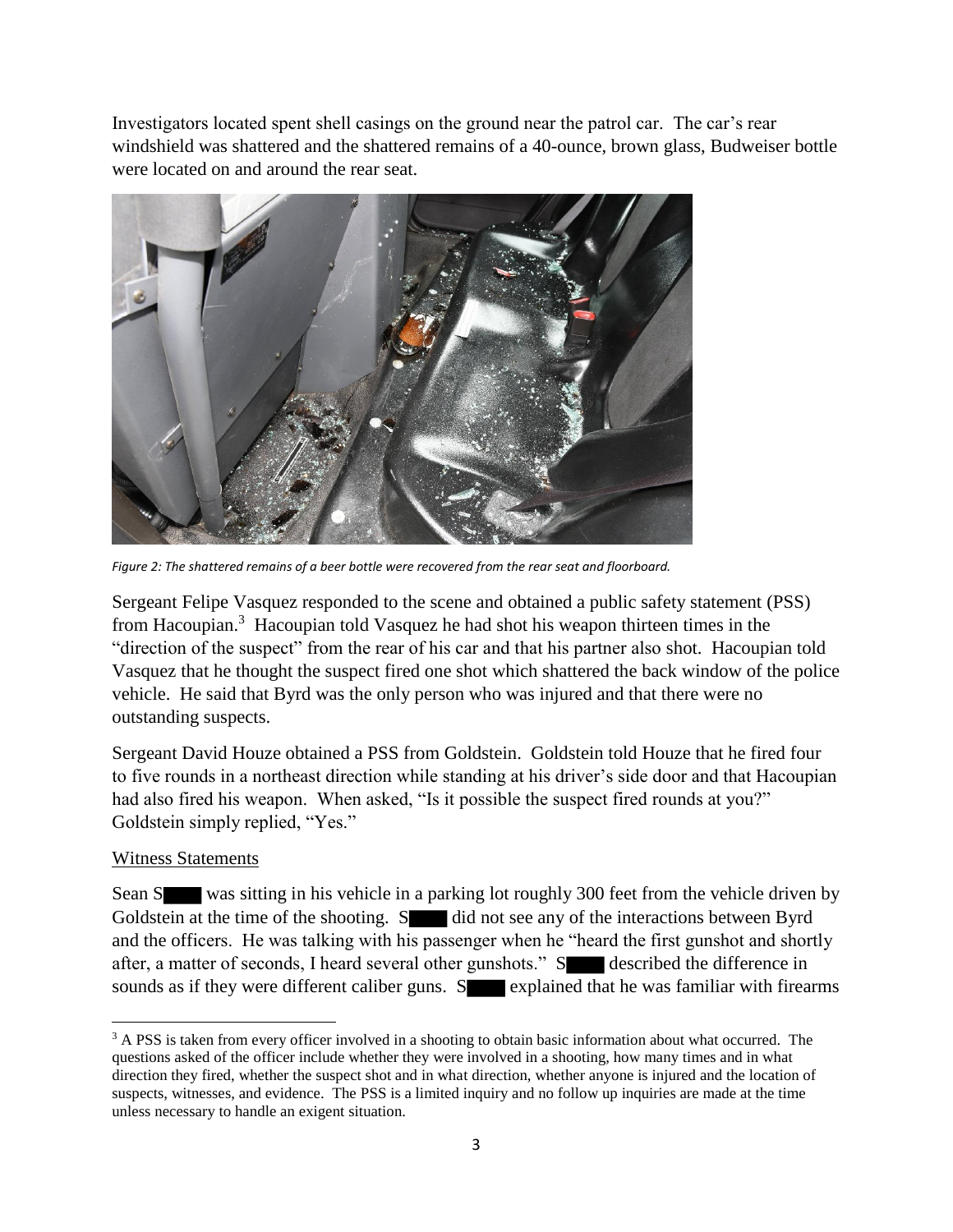Investigators located spent shell casings on the ground near the patrol car. The car's rear windshield was shattered and the shattered remains of a 40-ounce, brown glass, Budweiser bottle were located on and around the rear seat.

*Figure 2: The shattered remains of a beer bottle were recovered from the rear seat and floorboard.*

Sergeant Felipe Vasquez responded to the scene and obtained a public safety statement (PSS) from Hacoupian.[3] Hacoupian told Vasquez he had shot his weapon thirteen times in the "direction of the suspect" from the rear of his car and that his partner also shot. Hacoupian told Vasquez that he thought the suspect fired one shot which shattered the back window of the police vehicle. He said that Byrd was the only person who was injured and that there were no outstanding suspects.

Sergeant David Houze obtained a PSS from Goldstein. Goldstein told Houze that he fired four to five rounds in a northeast direction while standing at his driver's side door and that Hacoupian had also fired his weapon. When asked, "Is it possible the suspect fired rounds at you?" Goldstein simply replied, "Yes."

<u>Witness Statements</u>

Sean S████ was sitting in his vehicle in a parking lot roughly 300 feet from the vehicle driven by Goldstein at the time of the shooting. S████ did not see any of the interactions between Byrd and the officers. He was talking with his passenger when he "heard the first gunshot and shortly after, a matter of seconds, I heard several other gunshots." S████ described the difference in sounds as if they were different caliber guns. S████ explained that he was familiar with firearms

[3] A PSS is taken from every officer involved in a shooting to obtain basic information about what occurred. The questions asked of the officer include whether they were involved in a shooting, how many times and in what direction they fired, whether the suspect shot and in what direction, whether anyone is injured and the location of suspects, witnesses, and evidence. The PSS is a limited inquiry and no follow up inquiries are made at the time unless necessary to handle an exigent situation.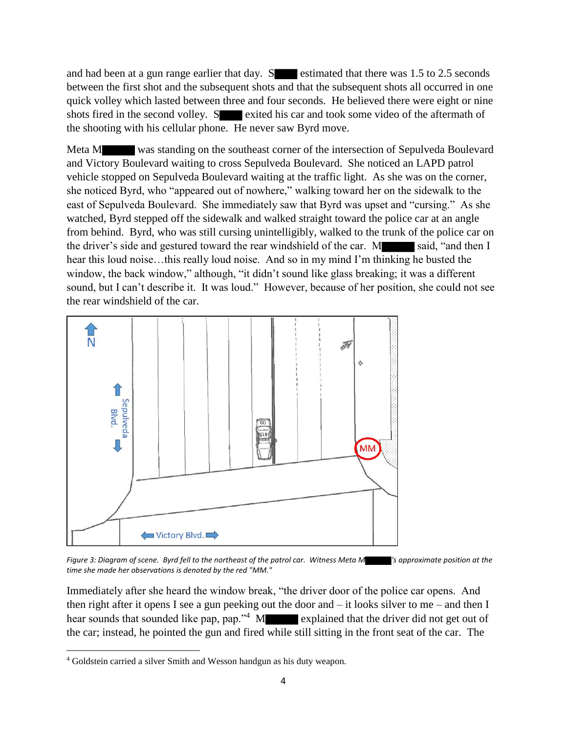and had been at a gun range earlier that day. S■■■ estimated that there was 1.5 to 2.5 seconds between the first shot and the subsequent shots and that the subsequent shots all occurred in one quick volley which lasted between three and four seconds. He believed there were eight or nine shots fired in the second volley. S■■■ exited his car and took some video of the aftermath of the shooting with his cellular phone. He never saw Byrd move.

Meta M■■■■ was standing on the southeast corner of the intersection of Sepulveda Boulevard and Victory Boulevard waiting to cross Sepulveda Boulevard. She noticed an LAPD patrol vehicle stopped on Sepulveda Boulevard waiting at the traffic light. As she was on the corner, she noticed Byrd, who "appeared out of nowhere," walking toward her on the sidewalk to the east of Sepulveda Boulevard. She immediately saw that Byrd was upset and "cursing." As she watched, Byrd stepped off the sidewalk and walked straight toward the police car at an angle from behind. Byrd, who was still cursing unintelligibly, walked to the trunk of the police car on the driver's side and gestured toward the rear windshield of the car. M■■■■ said, "and then I hear this loud noise…this really loud noise. And so in my mind I'm thinking he busted the window, the back window," although, "it didn't sound like glass breaking; it was a different sound, but I can't describe it. It was loud." However, because of her position, she could not see the rear windshield of the car.

*Figure 3: Diagram of scene. Byrd fell to the northeast of the patrol car. Witness Meta M■■■■'s approximate position at the time she made her observations is denoted by the red "MM."*

Immediately after she heard the window break, "the driver door of the police car opens. And then right after it opens I see a gun peeking out the door and – it looks silver to me – and then I hear sounds that sounded like pap, pap."[4] M■■■■ explained that the driver did not get out of the car; instead, he pointed the gun and fired while still sitting in the front seat of the car. The

[4] Goldstein carried a silver Smith and Wesson handgun as his duty weapon.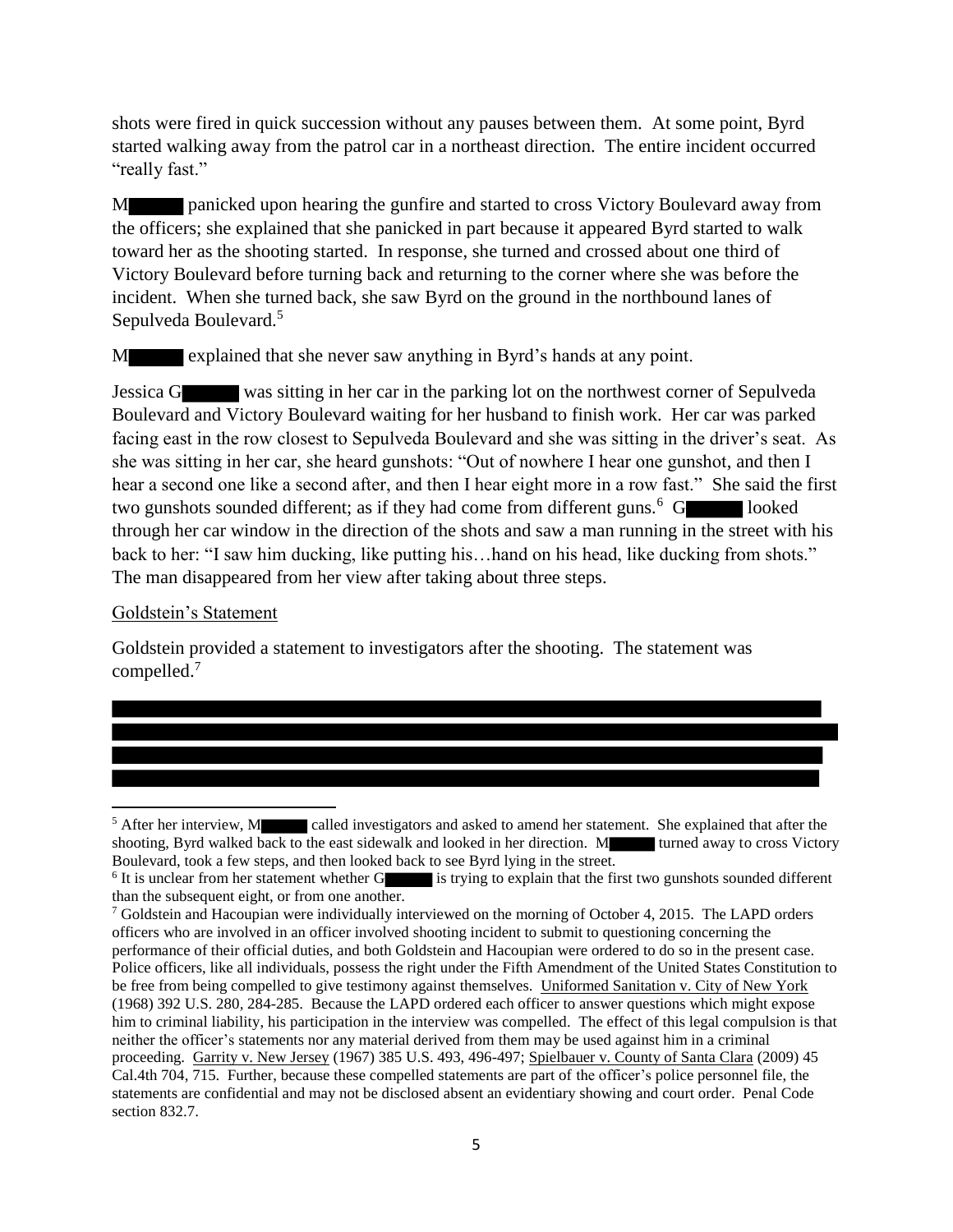shots were fired in quick succession without any pauses between them. At some point, Byrd started walking away from the patrol car in a northeast direction. The entire incident occurred "really fast."

M████ panicked upon hearing the gunfire and started to cross Victory Boulevard away from the officers; she explained that she panicked in part because it appeared Byrd started to walk toward her as the shooting started. In response, she turned and crossed about one third of Victory Boulevard before turning back and returning to the corner where she was before the incident. When she turned back, she saw Byrd on the ground in the northbound lanes of Sepulveda Boulevard.[5]

M████ explained that she never saw anything in Byrd's hands at any point.

Jessica G████ was sitting in her car in the parking lot on the northwest corner of Sepulveda Boulevard and Victory Boulevard waiting for her husband to finish work. Her car was parked facing east in the row closest to Sepulveda Boulevard and she was sitting in the driver's seat. As she was sitting in her car, she heard gunshots: "Out of nowhere I hear one gunshot, and then I hear a second one like a second after, and then I hear eight more in a row fast." She said the first two gunshots sounded different; as if they had come from different guns.[6] G████ looked through her car window in the direction of the shots and saw a man running in the street with his back to her: "I saw him ducking, like putting his…hand on his head, like ducking from shots." The man disappeared from her view after taking about three steps.

<u>Goldstein's Statement</u>

Goldstein provided a statement to investigators after the shooting. The statement was compelled.[7]

████████████████████████████████████████████████████████████
████████████████████████████████████████████████████████████
████████████████████████████████████████████████████████████
████████████████████████████████████████████████████████████

---

[5] After her interview, M████ called investigators and asked to amend her statement. She explained that after the shooting, Byrd walked back to the east sidewalk and looked in her direction. M████ turned away to cross Victory Boulevard, took a few steps, and then looked back to see Byrd lying in the street.

[6] It is unclear from her statement whether G████ is trying to explain that the first two gunshots sounded different than the subsequent eight, or from one another.

[7] Goldstein and Hacoupian were individually interviewed on the morning of October 4, 2015. The LAPD orders officers who are involved in an officer involved shooting incident to submit to questioning concerning the performance of their official duties, and both Goldstein and Hacoupian were ordered to do so in the present case. Police officers, like all individuals, possess the right under the Fifth Amendment of the United States Constitution to be free from being compelled to give testimony against themselves. <u>Uniformed Sanitation v. City of New York</u> (1968) 392 U.S. 280, 284-285. Because the LAPD ordered each officer to answer questions which might expose him to criminal liability, his participation in the interview was compelled. The effect of this legal compulsion is that neither the officer's statements nor any material derived from them may be used against him in a criminal proceeding. <u>Garrity v. New Jersey</u> (1967) 385 U.S. 493, 496-497; <u>Spielbauer v. County of Santa Clara</u> (2009) 45 Cal.4th 704, 715. Further, because these compelled statements are part of the officer's police personnel file, the statements are confidential and may not be disclosed absent an evidentiary showing and court order. Penal Code section 832.7.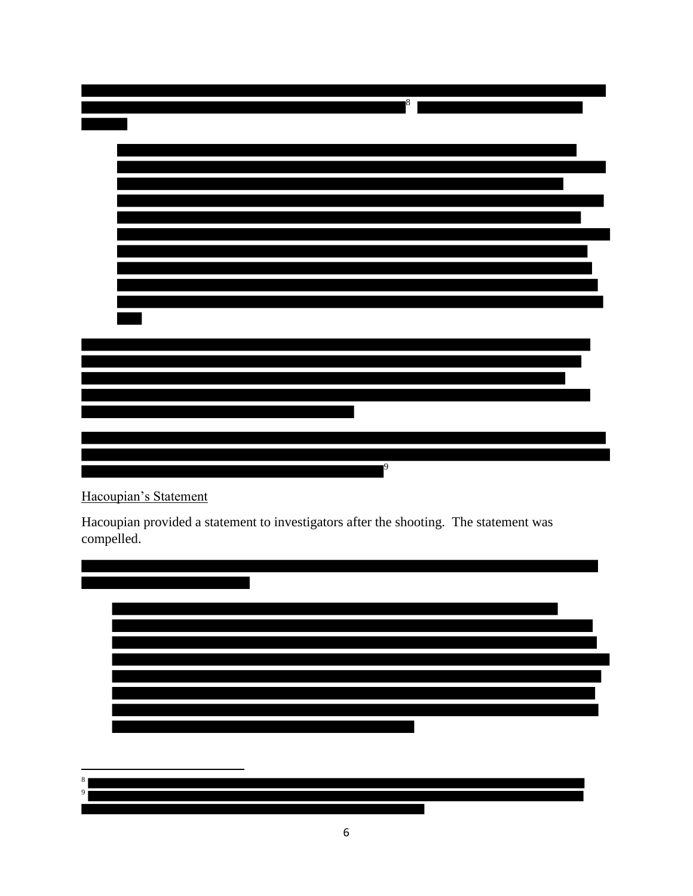Hacoupian's Statement

Hacoupian provided a statement to investigators after the shooting. The statement was compelled.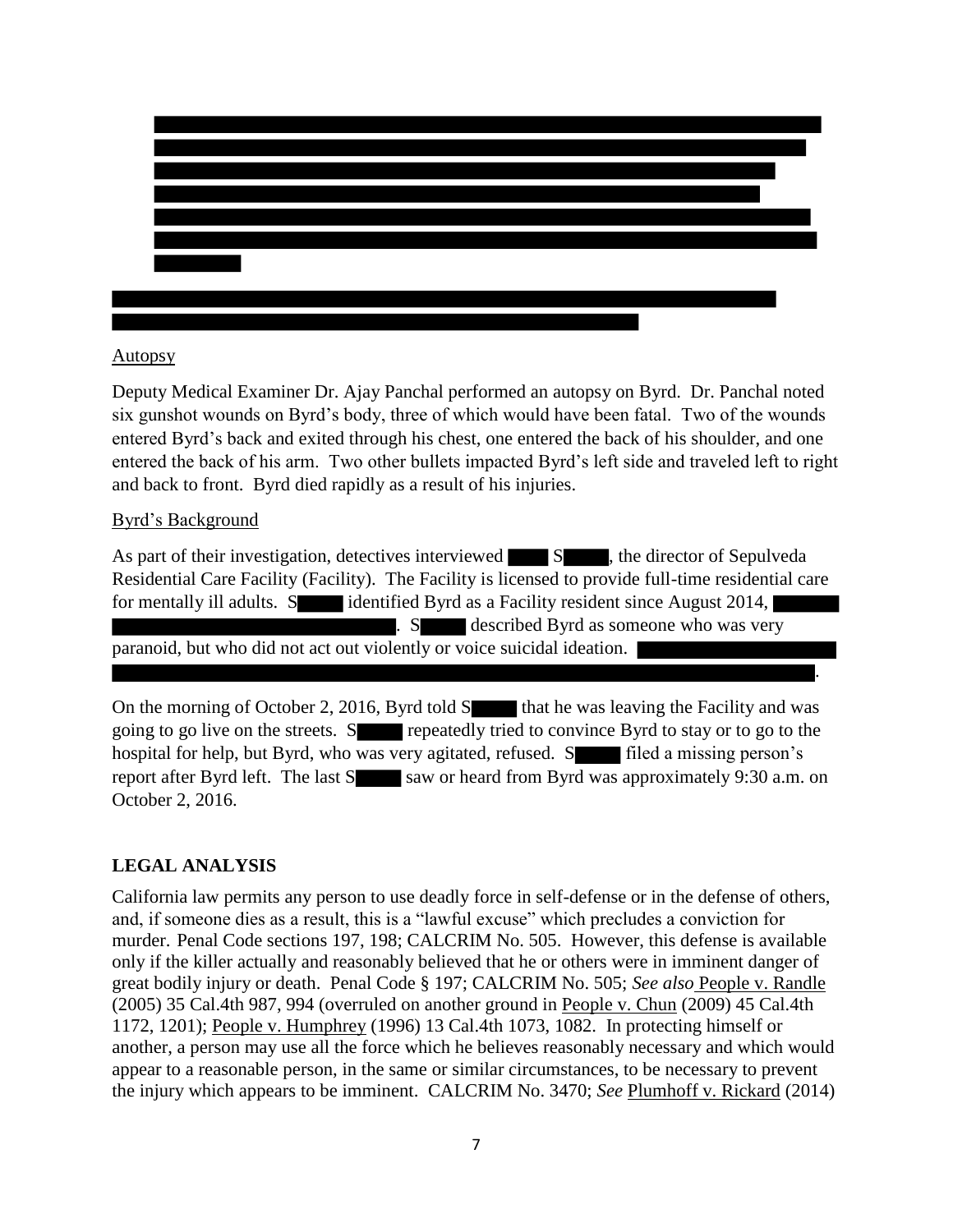## Autopsy

Deputy Medical Examiner Dr. Ajay Panchal performed an autopsy on Byrd. Dr. Panchal noted six gunshot wounds on Byrd's body, three of which would have been fatal. Two of the wounds entered Byrd's back and exited through his chest, one entered the back of his shoulder, and one entered the back of his arm. Two other bullets impacted Byrd's left side and traveled left to right and back to front. Byrd died rapidly as a result of his injuries.

## Byrd's Background

As part of their investigation, detectives interviewed S, the director of Sepulveda Residential Care Facility (Facility). The Facility is licensed to provide full-time residential care for mentally ill adults. S identified Byrd as a Facility resident since August 2014, . S described Byrd as someone who was very paranoid, but who did not act out violently or voice suicidal ideation. .

On the morning of October 2, 2016, Byrd told S that he was leaving the Facility and was going to go live on the streets. S repeatedly tried to convince Byrd to stay or to go to the hospital for help, but Byrd, who was very agitated, refused. S filed a missing person's report after Byrd left. The last S saw or heard from Byrd was approximately 9:30 a.m. on October 2, 2016.

# LEGAL ANALYSIS

California law permits any person to use deadly force in self-defense or in the defense of others, and, if someone dies as a result, this is a "lawful excuse" which precludes a conviction for murder. Penal Code sections 197, 198; CALCRIM No. 505. However, this defense is available only if the killer actually and reasonably believed that he or others were in imminent danger of great bodily injury or death. Penal Code § 197; CALCRIM No. 505; *See also* People v. Randle (2005) 35 Cal.4th 987, 994 (overruled on another ground in People v. Chun (2009) 45 Cal.4th 1172, 1201); People v. Humphrey (1996) 13 Cal.4th 1073, 1082. In protecting himself or another, a person may use all the force which he believes reasonably necessary and which would appear to a reasonable person, in the same or similar circumstances, to be necessary to prevent the injury which appears to be imminent. CALCRIM No. 3470; *See* Plumhoff v. Rickard (2014)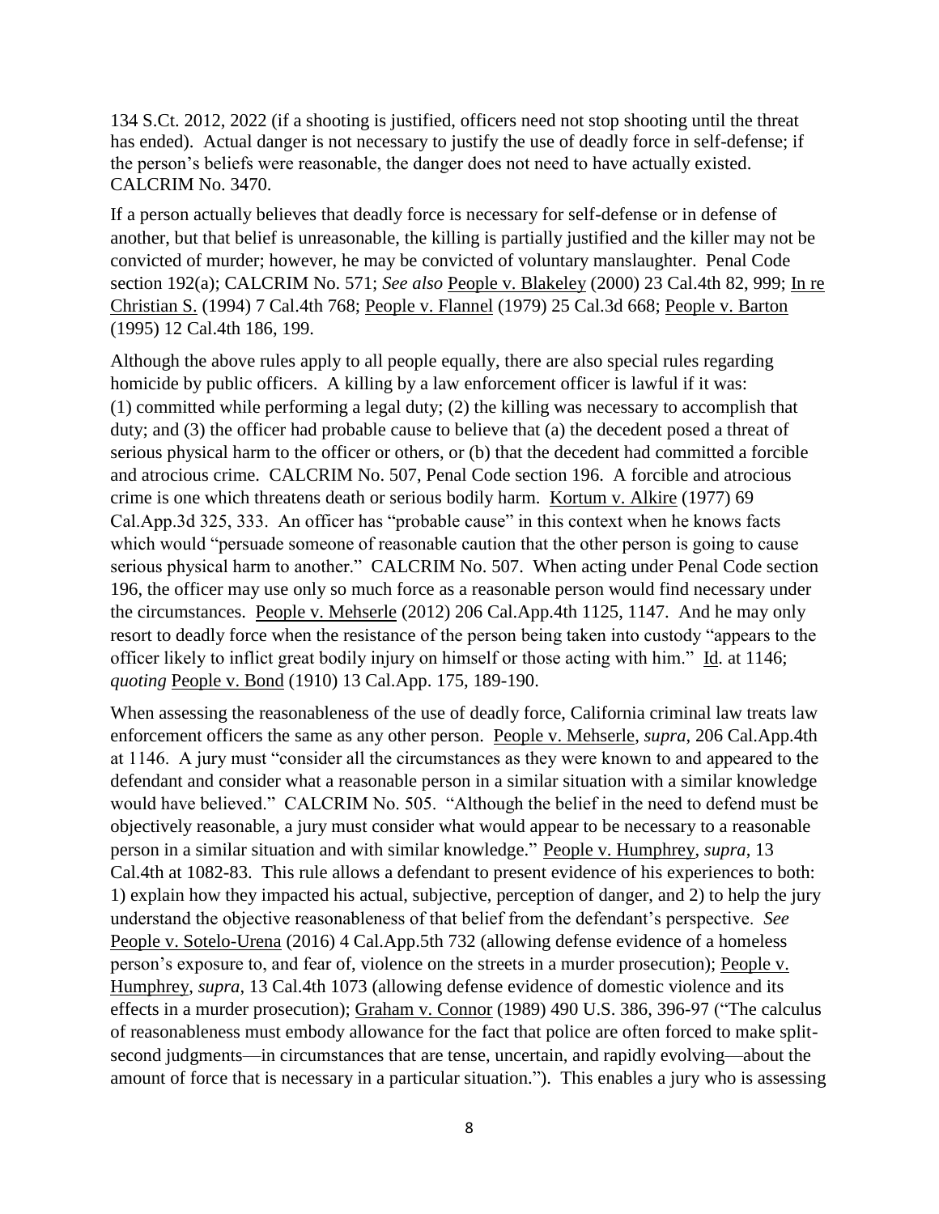134 S.Ct. 2012, 2022 (if a shooting is justified, officers need not stop shooting until the threat has ended). Actual danger is not necessary to justify the use of deadly force in self-defense; if the person's beliefs were reasonable, the danger does not need to have actually existed. CALCRIM No. 3470.

If a person actually believes that deadly force is necessary for self-defense or in defense of another, but that belief is unreasonable, the killing is partially justified and the killer may not be convicted of murder; however, he may be convicted of voluntary manslaughter. Penal Code section 192(a); CALCRIM No. 571; *See also* People v. Blakeley (2000) 23 Cal.4th 82, 999; In re Christian S. (1994) 7 Cal.4th 768; People v. Flannel (1979) 25 Cal.3d 668; People v. Barton (1995) 12 Cal.4th 186, 199.

Although the above rules apply to all people equally, there are also special rules regarding homicide by public officers. A killing by a law enforcement officer is lawful if it was: (1) committed while performing a legal duty; (2) the killing was necessary to accomplish that duty; and (3) the officer had probable cause to believe that (a) the decedent posed a threat of serious physical harm to the officer or others, or (b) that the decedent had committed a forcible and atrocious crime. CALCRIM No. 507, Penal Code section 196. A forcible and atrocious crime is one which threatens death or serious bodily harm. Kortum v. Alkire (1977) 69 Cal.App.3d 325, 333. An officer has "probable cause" in this context when he knows facts which would "persuade someone of reasonable caution that the other person is going to cause serious physical harm to another." CALCRIM No. 507. When acting under Penal Code section 196, the officer may use only so much force as a reasonable person would find necessary under the circumstances. People v. Mehserle (2012) 206 Cal.App.4th 1125, 1147. And he may only resort to deadly force when the resistance of the person being taken into custody "appears to the officer likely to inflict great bodily injury on himself or those acting with him." Id. at 1146; *quoting* People v. Bond (1910) 13 Cal.App. 175, 189-190.

When assessing the reasonableness of the use of deadly force, California criminal law treats law enforcement officers the same as any other person. People v. Mehserle, *supra*, 206 Cal.App.4th at 1146. A jury must "consider all the circumstances as they were known to and appeared to the defendant and consider what a reasonable person in a similar situation with a similar knowledge would have believed." CALCRIM No. 505. "Although the belief in the need to defend must be objectively reasonable, a jury must consider what would appear to be necessary to a reasonable person in a similar situation and with similar knowledge." People v. Humphrey, *supra*, 13 Cal.4th at 1082-83. This rule allows a defendant to present evidence of his experiences to both: 1) explain how they impacted his actual, subjective, perception of danger, and 2) to help the jury understand the objective reasonableness of that belief from the defendant's perspective. *See* People v. Sotelo-Urena (2016) 4 Cal.App.5th 732 (allowing defense evidence of a homeless person's exposure to, and fear of, violence on the streets in a murder prosecution); People v. Humphrey, *supra*, 13 Cal.4th 1073 (allowing defense evidence of domestic violence and its effects in a murder prosecution); Graham v. Connor (1989) 490 U.S. 386, 396-97 ("The calculus of reasonableness must embody allowance for the fact that police are often forced to make split-second judgments—in circumstances that are tense, uncertain, and rapidly evolving—about the amount of force that is necessary in a particular situation."). This enables a jury who is assessing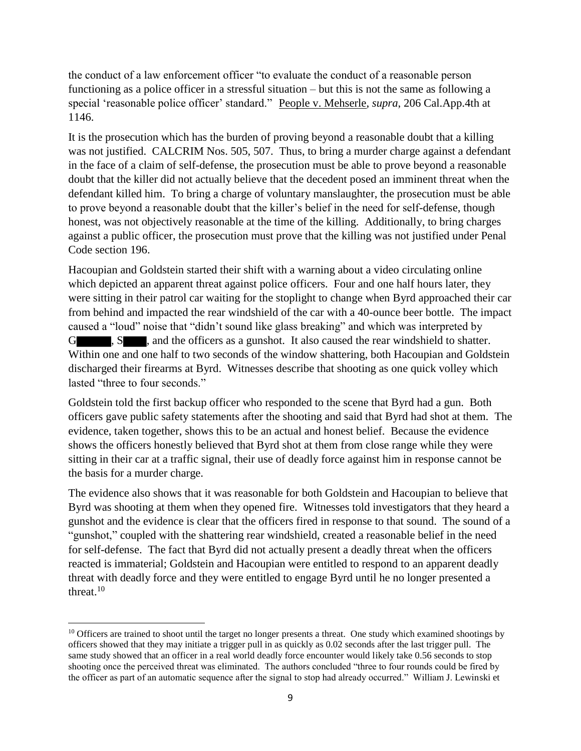the conduct of a law enforcement officer "to evaluate the conduct of a reasonable person functioning as a police officer in a stressful situation – but this is not the same as following a special 'reasonable police officer' standard." People v. Mehserle, *supra*, 206 Cal.App.4th at 1146.

It is the prosecution which has the burden of proving beyond a reasonable doubt that a killing was not justified. CALCRIM Nos. 505, 507. Thus, to bring a murder charge against a defendant in the face of a claim of self-defense, the prosecution must be able to prove beyond a reasonable doubt that the killer did not actually believe that the decedent posed an imminent threat when the defendant killed him. To bring a charge of voluntary manslaughter, the prosecution must be able to prove beyond a reasonable doubt that the killer's belief in the need for self-defense, though honest, was not objectively reasonable at the time of the killing. Additionally, to bring charges against a public officer, the prosecution must prove that the killing was not justified under Penal Code section 196.

Hacoupian and Goldstein started their shift with a warning about a video circulating online which depicted an apparent threat against police officers. Four and one half hours later, they were sitting in their patrol car waiting for the stoplight to change when Byrd approached their car from behind and impacted the rear windshield of the car with a 40-ounce beer bottle. The impact caused a "loud" noise that "didn't sound like glass breaking" and which was interpreted by G█████, S████, and the officers as a gunshot. It also caused the rear windshield to shatter. Within one and one half to two seconds of the window shattering, both Hacoupian and Goldstein discharged their firearms at Byrd. Witnesses describe that shooting as one quick volley which lasted "three to four seconds."

Goldstein told the first backup officer who responded to the scene that Byrd had a gun. Both officers gave public safety statements after the shooting and said that Byrd had shot at them. The evidence, taken together, shows this to be an actual and honest belief. Because the evidence shows the officers honestly believed that Byrd shot at them from close range while they were sitting in their car at a traffic signal, their use of deadly force against him in response cannot be the basis for a murder charge.

The evidence also shows that it was reasonable for both Goldstein and Hacoupian to believe that Byrd was shooting at them when they opened fire. Witnesses told investigators that they heard a gunshot and the evidence is clear that the officers fired in response to that sound. The sound of a "gunshot," coupled with the shattering rear windshield, created a reasonable belief in the need for self-defense. The fact that Byrd did not actually present a deadly threat when the officers reacted is immaterial; Goldstein and Hacoupian were entitled to respond to an apparent deadly threat with deadly force and they were entitled to engage Byrd until he no longer presented a threat.[10]

---

[10] Officers are trained to shoot until the target no longer presents a threat. One study which examined shootings by officers showed that they may initiate a trigger pull in as quickly as 0.02 seconds after the last trigger pull. The same study showed that an officer in a real world deadly force encounter would likely take 0.56 seconds to stop shooting once the perceived threat was eliminated. The authors concluded "three to four rounds could be fired by the officer as part of an automatic sequence after the signal to stop had already occurred." William J. Lewinski et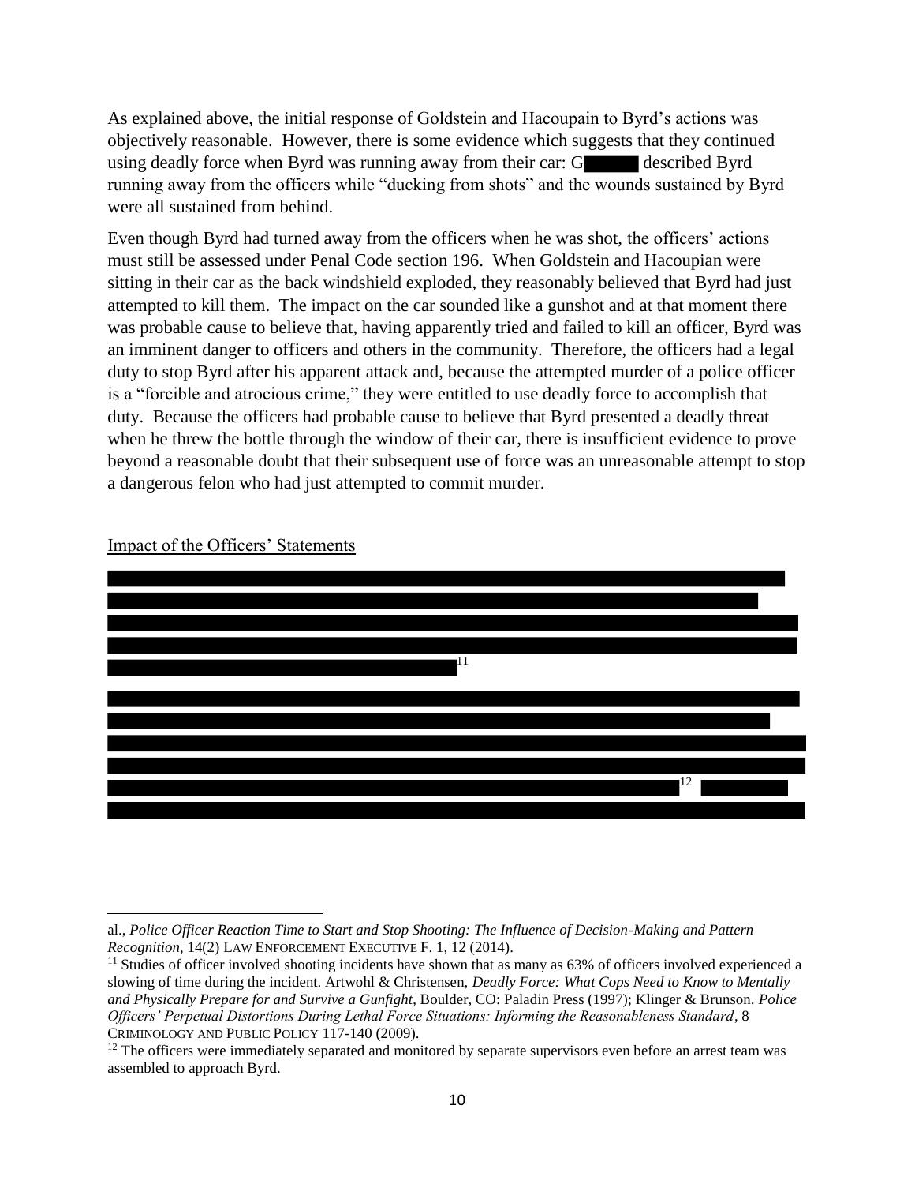As explained above, the initial response of Goldstein and Hacoupain to Byrd's actions was objectively reasonable. However, there is some evidence which suggests that they continued using deadly force when Byrd was running away from their car: G█████ described Byrd running away from the officers while "ducking from shots" and the wounds sustained by Byrd were all sustained from behind.

Even though Byrd had turned away from the officers when he was shot, the officers' actions must still be assessed under Penal Code section 196. When Goldstein and Hacoupian were sitting in their car as the back windshield exploded, they reasonably believed that Byrd had just attempted to kill them. The impact on the car sounded like a gunshot and at that moment there was probable cause to believe that, having apparently tried and failed to kill an officer, Byrd was an imminent danger to officers and others in the community. Therefore, the officers had a legal duty to stop Byrd after his apparent attack and, because the attempted murder of a police officer is a "forcible and atrocious crime," they were entitled to use deadly force to accomplish that duty. Because the officers had probable cause to believe that Byrd presented a deadly threat when he threw the bottle through the window of their car, there is insufficient evidence to prove beyond a reasonable doubt that their subsequent use of force was an unreasonable attempt to stop a dangerous felon who had just attempted to commit murder.

Impact of the Officers' Statements

█████████████████████████████████████████████████████████████████████████████████████████████████████████████████████████████████████████████████████████████████████████████████████████████████████████████████████████████████[11]

█████████████████████████████████████████████████████████████████████████████████████████████████████████████████████████████████████████████████████████████████████████████████████████████████████████████████████████████████████████████████████[12] ████████████████████████████████████

---

al., *Police Officer Reaction Time to Start and Stop Shooting: The Influence of Decision-Making and Pattern Recognition*, 14(2) LAW ENFORCEMENT EXECUTIVE F. 1, 12 (2014).

[11] Studies of officer involved shooting incidents have shown that as many as 63% of officers involved experienced a slowing of time during the incident. Artwohl & Christensen, *Deadly Force: What Cops Need to Know to Mentally and Physically Prepare for and Survive a Gunfight*, Boulder, CO: Paladin Press (1997); Klinger & Brunson. *Police Officers' Perpetual Distortions During Lethal Force Situations: Informing the Reasonableness Standard*, 8 CRIMINOLOGY AND PUBLIC POLICY 117-140 (2009).

[12] The officers were immediately separated and monitored by separate supervisors even before an arrest team was assembled to approach Byrd.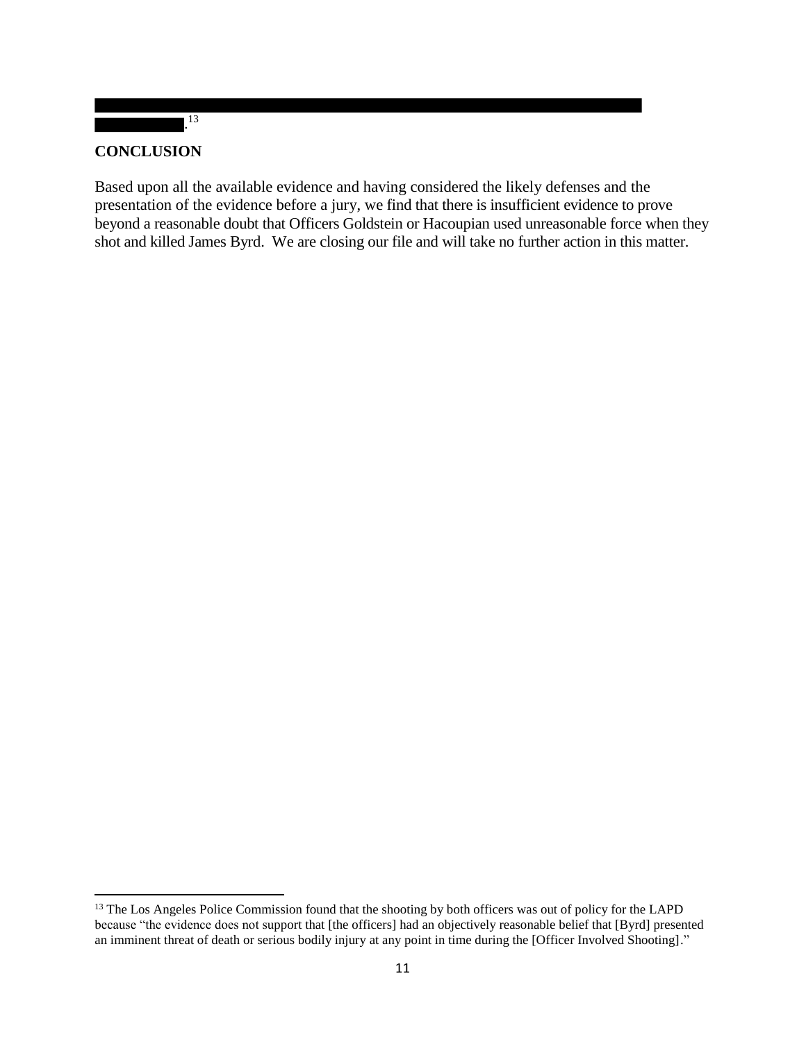████████████████████████████████████████████████████████████████████████
██████████.[13]

**CONCLUSION**

Based upon all the available evidence and having considered the likely defenses and the presentation of the evidence before a jury, we find that there is insufficient evidence to prove beyond a reasonable doubt that Officers Goldstein or Hacoupian used unreasonable force when they shot and killed James Byrd. We are closing our file and will take no further action in this matter.

---

[13] The Los Angeles Police Commission found that the shooting by both officers was out of policy for the LAPD because "the evidence does not support that [the officers] had an objectively reasonable belief that [Byrd] presented an imminent threat of death or serious bodily injury at any point in time during the [Officer Involved Shooting]."